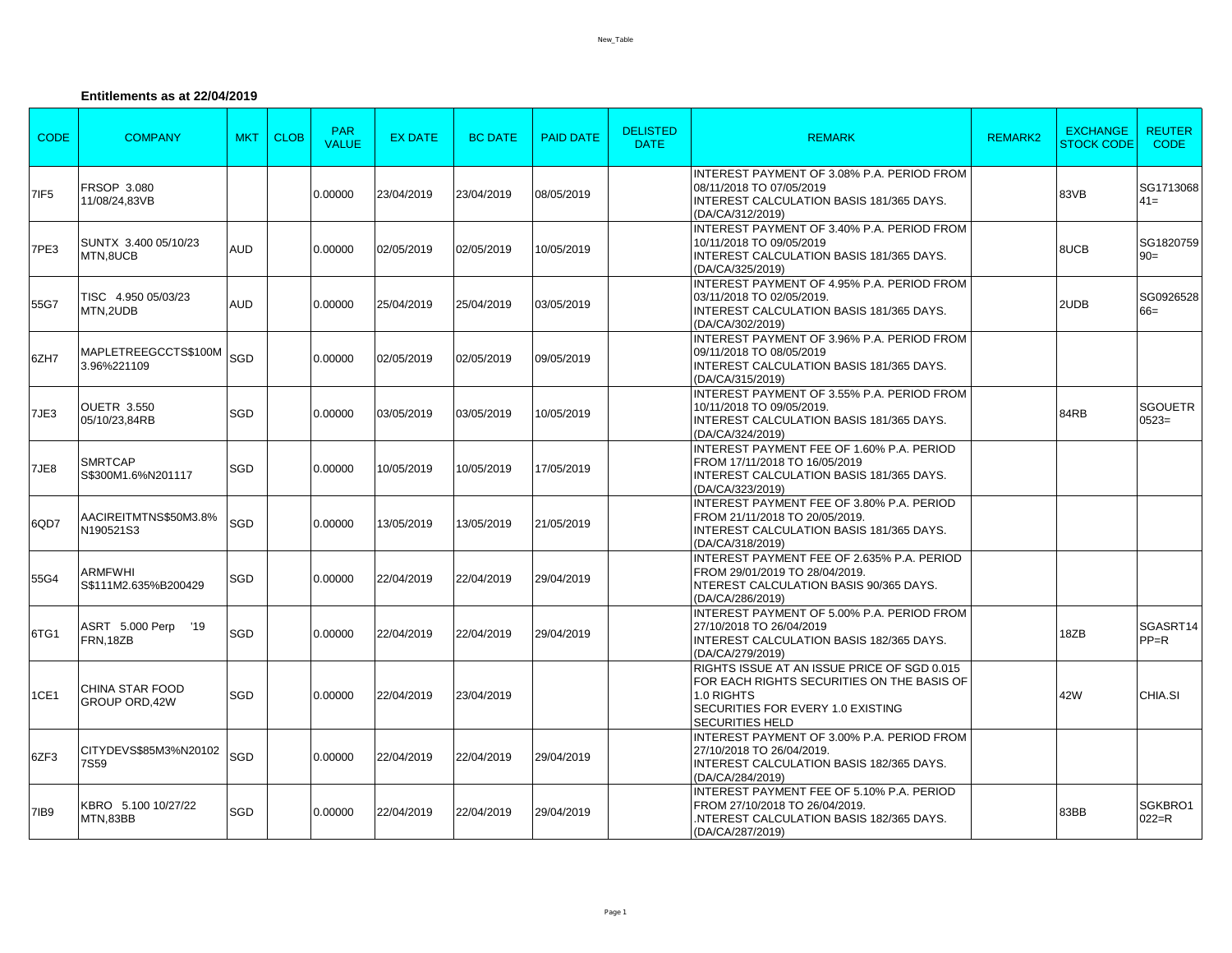**Entitlements as at 22/04/2019**

| CODE | COMPANY | MKT | CLOB | PAR VALUE | EX DATE | BC DATE | PAID DATE | DELISTED DATE | REMARK | REMARK2 | EXCHANGE STOCK CODE | REUTER CODE |
|---|---|---|---|---|---|---|---|---|---|---|---|---|
| 7IF5 | FRSOP 3.080 11/08/24,83VB | | | 0.00000 | 23/04/2019 | 23/04/2019 | 08/05/2019 | | INTEREST PAYMENT OF 3.08% P.A. PERIOD FROM 08/11/2018 TO 07/05/2019 INTEREST CALCULATION BASIS 181/365 DAYS. (DA/CA/312/2019) | | 83VB | SG171306841= |
| 7PE3 | SUNTX 3.400 05/10/23 MTN,8UCB | AUD | | 0.00000 | 02/05/2019 | 02/05/2019 | 10/05/2019 | | INTEREST PAYMENT OF 3.40% P.A. PERIOD FROM 10/11/2018 TO 09/05/2019 INTEREST CALCULATION BASIS 181/365 DAYS. (DA/CA/325/2019) | | 8UCB | SG182075990= |
| 55G7 | TISC 4.950 05/03/23 MTN,2UDB | AUD | | 0.00000 | 25/04/2019 | 25/04/2019 | 03/05/2019 | | INTEREST PAYMENT OF 4.95% P.A. PERIOD FROM 03/11/2018 TO 02/05/2019. INTEREST CALCULATION BASIS 181/365 DAYS. (DA/CA/302/2019) | | 2UDB | SG092652866= |
| 6ZH7 | MAPLETREEGCCTS$100M 3.96%221109 | SGD | | 0.00000 | 02/05/2019 | 02/05/2019 | 09/05/2019 | | INTEREST PAYMENT OF 3.96% P.A. PERIOD FROM 09/11/2018 TO 08/05/2019 INTEREST CALCULATION BASIS 181/365 DAYS. (DA/CA/315/2019) | | | |
| 7JE3 | OUETR 3.550 05/10/23,84RB | SGD | | 0.00000 | 03/05/2019 | 03/05/2019 | 10/05/2019 | | INTEREST PAYMENT OF 3.55% P.A. PERIOD FROM 10/11/2018 TO 09/05/2019. INTEREST CALCULATION BASIS 181/365 DAYS. (DA/CA/324/2019) | | 84RB | SGOUETR0523= |
| 7JE8 | SMRTCAP S$300M1.6%N201117 | SGD | | 0.00000 | 10/05/2019 | 10/05/2019 | 17/05/2019 | | INTEREST PAYMENT FEE OF 1.60% P.A. PERIOD FROM 17/11/2018 TO 16/05/2019 INTEREST CALCULATION BASIS 181/365 DAYS. (DA/CA/323/2019) | | | |
| 6QD7 | AACIREITMTNS$50M3.8% N190521S3 | SGD | | 0.00000 | 13/05/2019 | 13/05/2019 | 21/05/2019 | | INTEREST PAYMENT FEE OF 3.80% P.A. PERIOD FROM 21/11/2018 TO 20/05/2019. INTEREST CALCULATION BASIS 181/365 DAYS. (DA/CA/318/2019) | | | |
| 55G4 | ARMFWHI S$111M2.635%B200429 | SGD | | 0.00000 | 22/04/2019 | 22/04/2019 | 29/04/2019 | | INTEREST PAYMENT FEE OF 2.635% P.A. PERIOD FROM 29/01/2019 TO 28/04/2019. NTEREST CALCULATION BASIS 90/365 DAYS. (DA/CA/286/2019) | | | |
| 6TG1 | ASRT 5.000 Perp '19 FRN,18ZB | SGD | | 0.00000 | 22/04/2019 | 22/04/2019 | 29/04/2019 | | INTEREST PAYMENT OF 5.00% P.A. PERIOD FROM 27/10/2018 TO 26/04/2019 INTEREST CALCULATION BASIS 182/365 DAYS. (DA/CA/279/2019) | | 18ZB | SGASRT14PP=R |
| 1CE1 | CHINA STAR FOOD GROUP ORD,42W | SGD | | 0.00000 | 22/04/2019 | 23/04/2019 | | | RIGHTS ISSUE AT AN ISSUE PRICE OF SGD 0.015 FOR EACH RIGHTS SECURITIES ON THE BASIS OF 1.0 RIGHTS SECURITIES FOR EVERY 1.0 EXISTING SECURITIES HELD | | 42W | CHIA.SI |
| 6ZF3 | CITYDEVS$85M3%N201027S59 | SGD | | 0.00000 | 22/04/2019 | 22/04/2019 | 29/04/2019 | | INTEREST PAYMENT OF 3.00% P.A. PERIOD FROM 27/10/2018 TO 26/04/2019. INTEREST CALCULATION BASIS 182/365 DAYS. (DA/CA/284/2019) | | | |
| 7IB9 | KBRO 5.100 10/27/22 MTN,83BB | SGD | | 0.00000 | 22/04/2019 | 22/04/2019 | 29/04/2019 | | INTEREST PAYMENT FEE OF 5.10% P.A. PERIOD FROM 27/10/2018 TO 26/04/2019. .NTEREST CALCULATION BASIS 182/365 DAYS. (DA/CA/287/2019) | | 83BB | SGKBRO1022=R |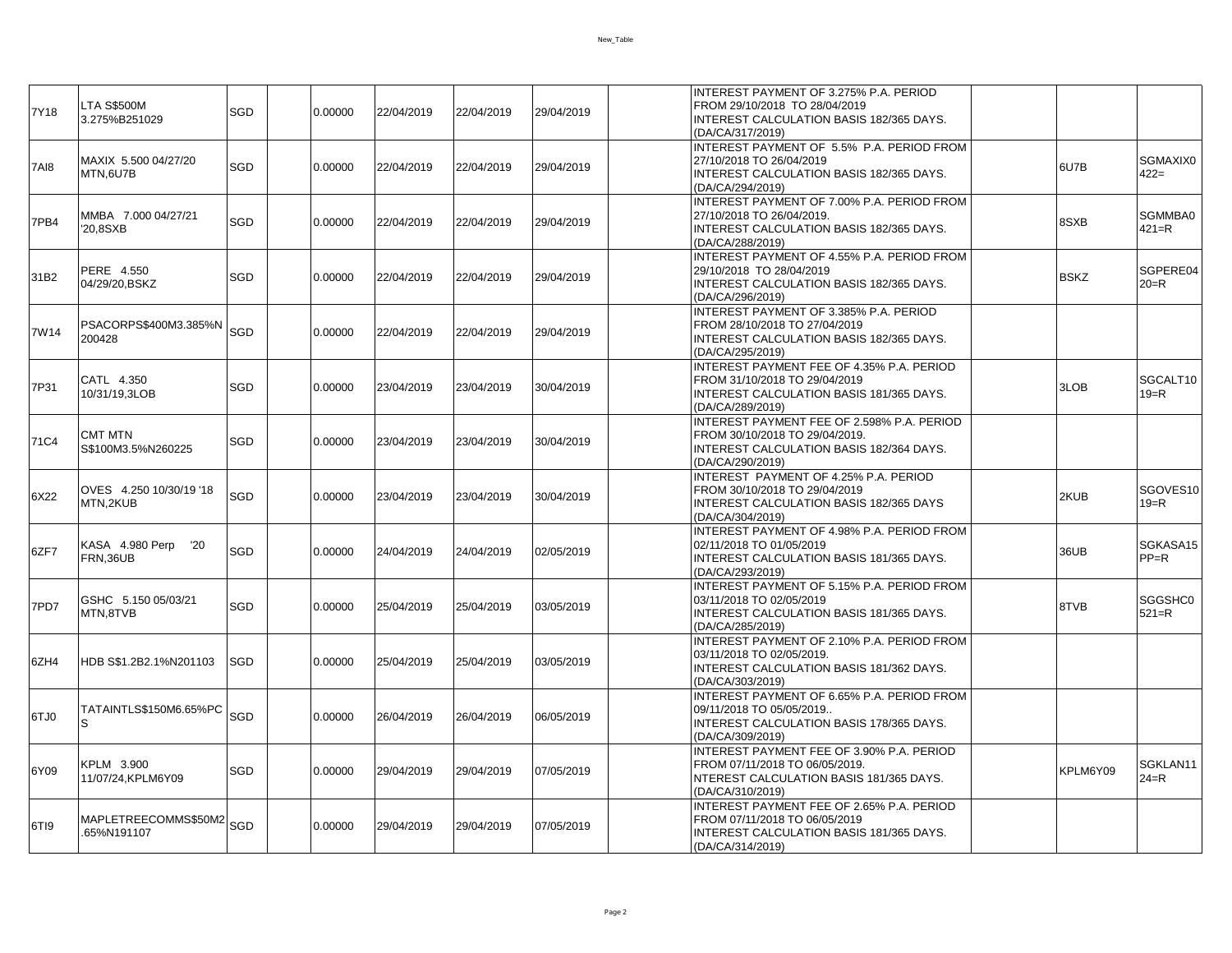| | | | | | | | | | | | | |
|---|---|---|---|---|---|---|---|---|---|---|---|---|
| 7Y18 | LTA S$500M 3.275%B251029 | SGD | | 0.00000 | 22/04/2019 | 22/04/2019 | 29/04/2019 | | INTEREST PAYMENT OF 3.275% P.A. PERIOD FROM 29/10/2018 TO 28/04/2019 INTEREST CALCULATION BASIS 182/365 DAYS. (DA/CA/317/2019) | | | |
| 7AI8 | MAXIX 5.500 04/27/20 MTN,6U7B | SGD | | 0.00000 | 22/04/2019 | 22/04/2019 | 29/04/2019 | | INTEREST PAYMENT OF 5.5% P.A. PERIOD FROM 27/10/2018 TO 26/04/2019 INTEREST CALCULATION BASIS 182/365 DAYS. (DA/CA/294/2019) | | 6U7B | SGMAXIX0422= |
| 7PB4 | MMBA 7.000 04/27/21 '20,8SXB | SGD | | 0.00000 | 22/04/2019 | 22/04/2019 | 29/04/2019 | | INTEREST PAYMENT OF 7.00% P.A. PERIOD FROM 27/10/2018 TO 26/04/2019. INTEREST CALCULATION BASIS 182/365 DAYS. (DA/CA/288/2019) | | 8SXB | SGMMBA0421=R |
| 31B2 | PERE 4.550 04/29/20,BSKZ | SGD | | 0.00000 | 22/04/2019 | 22/04/2019 | 29/04/2019 | | INTEREST PAYMENT OF 4.55% P.A. PERIOD FROM 29/10/2018 TO 28/04/2019 INTEREST CALCULATION BASIS 182/365 DAYS. (DA/CA/296/2019) | | BSKZ | SGPERE0420=R |
| 7W14 | PSACORPS$400M3.385%N200428 | SGD | | 0.00000 | 22/04/2019 | 22/04/2019 | 29/04/2019 | | INTEREST PAYMENT OF 3.385% P.A. PERIOD FROM 28/10/2018 TO 27/04/2019 INTEREST CALCULATION BASIS 182/365 DAYS. (DA/CA/295/2019) | | | |
| 7P31 | CATL 4.350 10/31/19,3LOB | SGD | | 0.00000 | 23/04/2019 | 23/04/2019 | 30/04/2019 | | INTEREST PAYMENT FEE OF 4.35% P.A. PERIOD FROM 31/10/2018 TO 29/04/2019 INTEREST CALCULATION BASIS 181/365 DAYS. (DA/CA/289/2019) | | 3LOB | SGCALT1019=R |
| 71C4 | CMT MTN S$100M3.5%N260225 | SGD | | 0.00000 | 23/04/2019 | 23/04/2019 | 30/04/2019 | | INTEREST PAYMENT FEE OF 2.598% P.A. PERIOD FROM 30/10/2018 TO 29/04/2019. INTEREST CALCULATION BASIS 182/364 DAYS. (DA/CA/290/2019) | | | |
| 6X22 | OVES 4.250 10/30/19 '18 MTN,2KUB | SGD | | 0.00000 | 23/04/2019 | 23/04/2019 | 30/04/2019 | | INTEREST PAYMENT OF 4.25% P.A. PERIOD FROM 30/10/2018 TO 29/04/2019 INTEREST CALCULATION BASIS 182/365 DAYS (DA/CA/304/2019) | | 2KUB | SGOVES1019=R |
| 6ZF7 | KASA 4.980 Perp '20 FRN,36UB | SGD | | 0.00000 | 24/04/2019 | 24/04/2019 | 02/05/2019 | | INTEREST PAYMENT OF 4.98% P.A. PERIOD FROM 02/11/2018 TO 01/05/2019 INTEREST CALCULATION BASIS 181/365 DAYS. (DA/CA/293/2019) | | 36UB | SGKASA15PP=R |
| 7PD7 | GSHC 5.150 05/03/21 MTN,8TVB | SGD | | 0.00000 | 25/04/2019 | 25/04/2019 | 03/05/2019 | | INTEREST PAYMENT OF 5.15% P.A. PERIOD FROM 03/11/2018 TO 02/05/2019 INTEREST CALCULATION BASIS 181/365 DAYS. (DA/CA/285/2019) | | 8TVB | SGGSHC0521=R |
| 6ZH4 | HDB S$1.2B2.1%N201103 | SGD | | 0.00000 | 25/04/2019 | 25/04/2019 | 03/05/2019 | | INTEREST PAYMENT OF 2.10% P.A. PERIOD FROM 03/11/2018 TO 02/05/2019. INTEREST CALCULATION BASIS 181/362 DAYS. (DA/CA/303/2019) | | | |
| 6TJ0 | TATAINTLS$150M6.65%PCS | SGD | | 0.00000 | 26/04/2019 | 26/04/2019 | 06/05/2019 | | INTEREST PAYMENT OF 6.65% P.A. PERIOD FROM 09/11/2018 TO 05/05/2019.. INTEREST CALCULATION BASIS 178/365 DAYS. (DA/CA/309/2019) | | | |
| 6Y09 | KPLM 3.900 11/07/24,KPLM6Y09 | SGD | | 0.00000 | 29/04/2019 | 29/04/2019 | 07/05/2019 | | INTEREST PAYMENT FEE OF 3.90% P.A. PERIOD FROM 07/11/2018 TO 06/05/2019. NTEREST CALCULATION BASIS 181/365 DAYS. (DA/CA/310/2019) | | KPLM6Y09 | SGKLAN1124=R |
| 6TI9 | MAPLETREECOMMS$50M2.65%N191107 | SGD | | 0.00000 | 29/04/2019 | 29/04/2019 | 07/05/2019 | | INTEREST PAYMENT FEE OF 2.65% P.A. PERIOD FROM 07/11/2018 TO 06/05/2019 INTEREST CALCULATION BASIS 181/365 DAYS. (DA/CA/314/2019) | | | |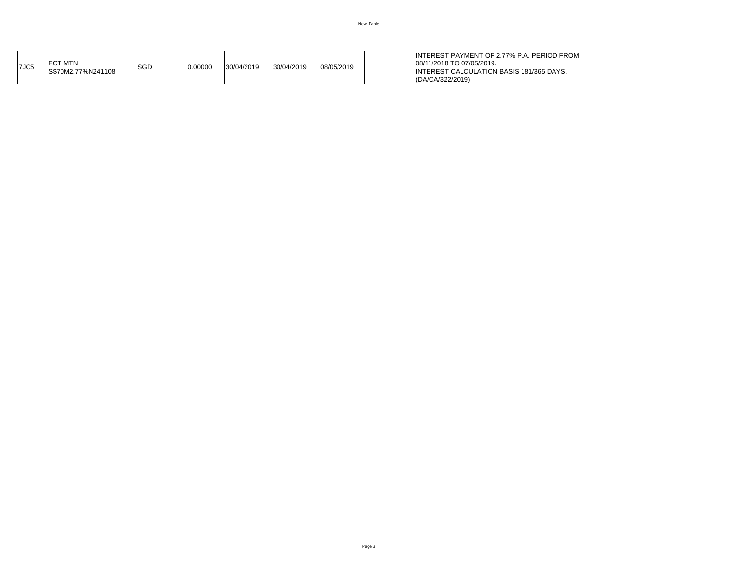| | | | | | | | | | | | | |
|---|---|---|---|---|---|---|---|---|---|---|---|---|
| 7JC5 | FCT MTN S$70M2.77%N241108 | SGD | | 0.00000 | 30/04/2019 | 30/04/2019 | 08/05/2019 | | INTEREST PAYMENT OF 2.77% P.A. PERIOD FROM 08/11/2018 TO 07/05/2019. INTEREST CALCULATION BASIS 181/365 DAYS. (DA/CA/322/2019) | | | |